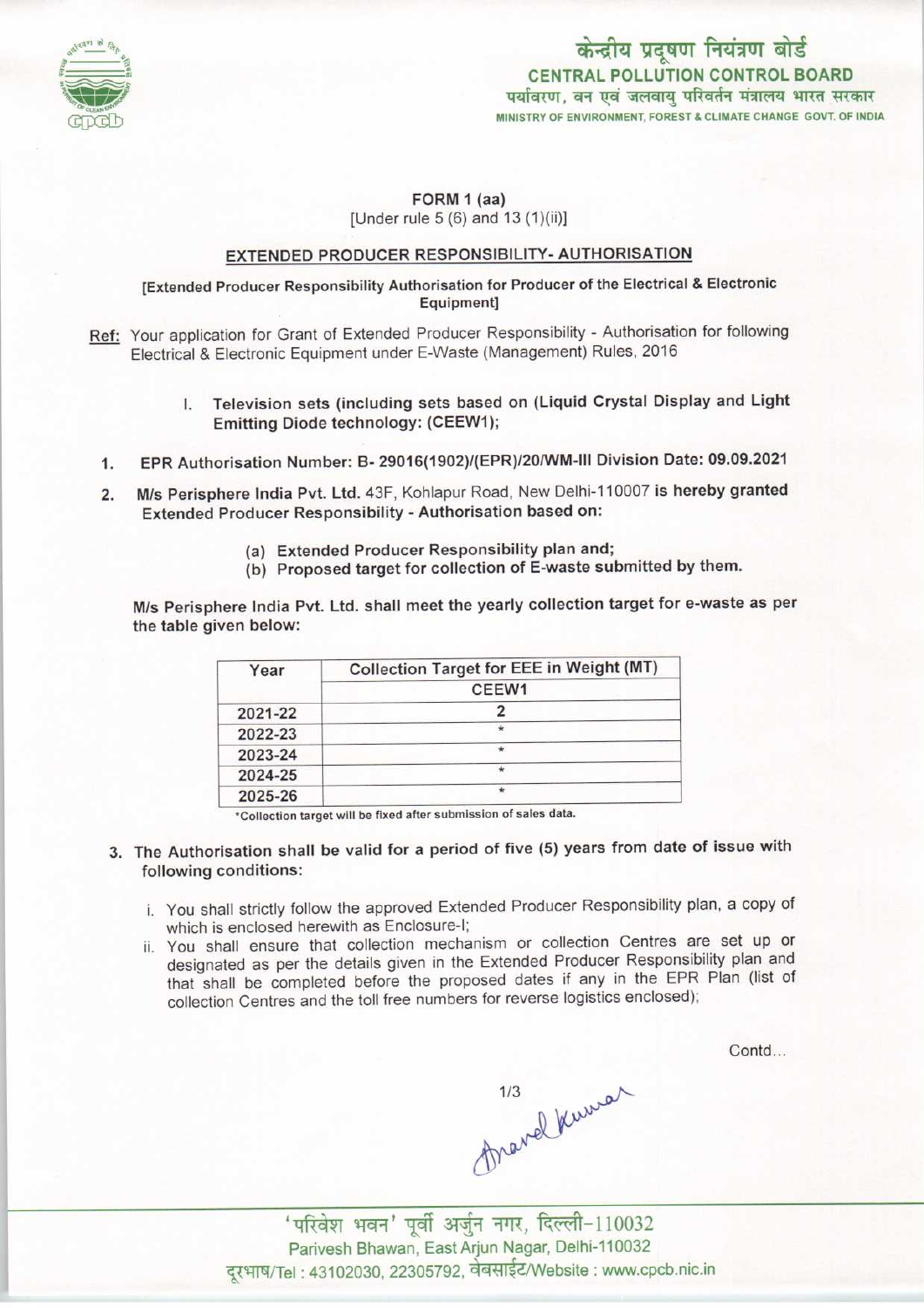केन्द्रीय प्रदूषण नियंत्रण बोर्ड
CENTRAL POLLUTION CONTROL BOARD
पर्यावरण, वन एवं जलवायु परिवर्तन मंत्रालय भारत सरकार
MINISTRY OF ENVIRONMENT, FOREST & CLIMATE CHANGE GOVT. OF INDIA

**FORM 1 (aa)**
[Under rule 5 (6) and 13 (1)(ii)]

## EXTENDED PRODUCER RESPONSIBILITY- AUTHORISATION

[Extended Producer Responsibility Authorisation for Producer of the Electrical & Electronic Equipment]

Ref: Your application for Grant of Extended Producer Responsibility - Authorisation for following Electrical & Electronic Equipment under E-Waste (Management) Rules, 2016

I. **Television sets (including sets based on (Liquid Crystal Display and Light Emitting Diode technology: (CEEW1);**

1. **EPR Authorisation Number: B- 29016(1902)/(EPR)/20/WM-III Division Date: 09.09.2021**
2. **M/s Perisphere India Pvt. Ltd.** 43F, Kohlapur Road, New Delhi-110007 **is hereby granted Extended Producer Responsibility - Authorisation based on:**
   (a) **Extended Producer Responsibility plan and;**
   (b) **Proposed target for collection of E-waste submitted by them.**

**M/s Perisphere India Pvt. Ltd. shall meet the yearly collection target for e-waste as per the table given below:**

| Year | Collection Target for EEE in Weight (MT) |
|---|---|
| | CEEW1 |
| 2021-22 | 2 |
| 2022-23 | * |
| 2023-24 | * |
| 2024-25 | * |
| 2025-26 | * |

*Collection target will be fixed after submission of sales data.

3. The Authorisation shall be valid for a period of five (5) years from date of issue with following conditions:
   i. You shall strictly follow the approved Extended Producer Responsibility plan, a copy of which is enclosed herewith as Enclosure-I;
   ii. You shall ensure that collection mechanism or collection Centres are set up or designated as per the details given in the Extended Producer Responsibility plan and that shall be completed before the proposed dates if any in the EPR Plan (list of collection Centres and the toll free numbers for reverse logistics enclosed);

Contd...

'परिवेश भवन' पूर्वी अर्जुन नगर, दिल्ली-110032
Parivesh Bhawan, East Arjun Nagar, Delhi-110032
दूरभाष/Tel : 43102030, 22305792, वेबसाईट/Website : www.cpcb.nic.in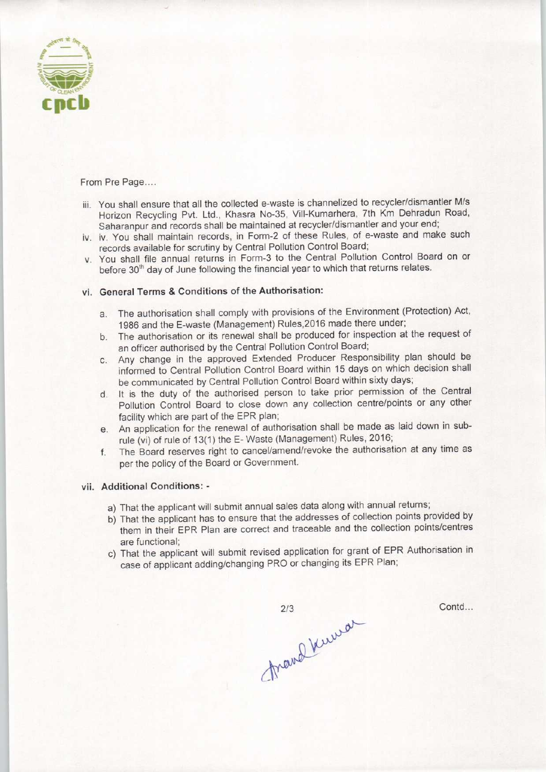From Pre Page....

iii. You shall ensure that all the collected e-waste is channelized to recycler/dismantler M/s Horizon Recycling Pvt. Ltd., Khasra No-35, Vill-Kumarhera, 7th Km Dehradun Road, Saharanpur and records shall be maintained at recycler/dismantler and your end;

iv. iv. You shall maintain records, in Form-2 of these Rules, of e-waste and make such records available for scrutiny by Central Pollution Control Board;

v. You shall file annual returns in Form-3 to the Central Pollution Control Board on or before 30th day of June following the financial year to which that returns relates.

vi. **General Terms & Conditions of the Authorisation:**

a. The authorisation shall comply with provisions of the Environment (Protection) Act, 1986 and the E-waste (Management) Rules,2016 made there under;

b. The authorisation or its renewal shall be produced for inspection at the request of an officer authorised by the Central Pollution Control Board;

c. Any change in the approved Extended Producer Responsibility plan should be informed to Central Pollution Control Board within 15 days on which decision shall be communicated by Central Pollution Control Board within sixty days;

d. It is the duty of the authorised person to take prior permission of the Central Pollution Control Board to close down any collection centre/points or any other facility which are part of the EPR plan;

e. An application for the renewal of authorisation shall be made as laid down in sub-rule (vi) of rule of 13(1) the E- Waste (Management) Rules, 2016;

f. The Board reserves right to cancel/amend/revoke the authorisation at any time as per the policy of the Board or Government.

vii. **Additional Conditions: -**

a) That the applicant will submit annual sales data along with annual returns;

b) That the applicant has to ensure that the addresses of collection points provided by them in their EPR Plan are correct and traceable and the collection points/centres are functional;

c) That the applicant will submit revised application for grant of EPR Authorisation in case of applicant adding/changing PRO or changing its EPR Plan;

Contd...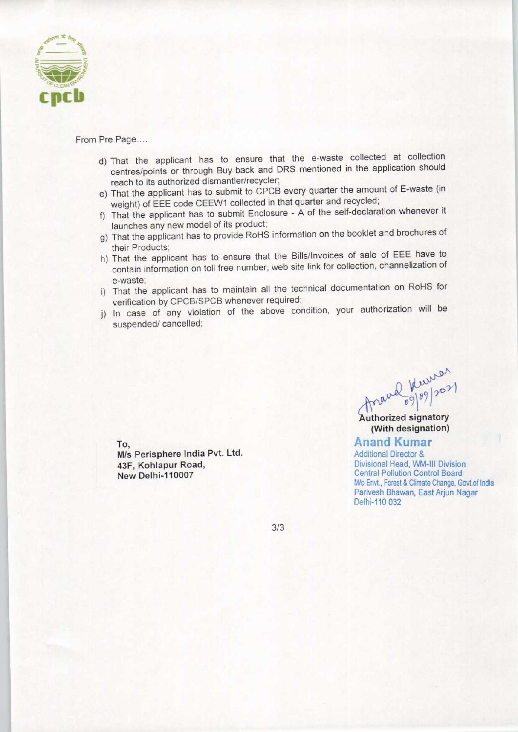From Pre Page....

d) That the applicant has to ensure that the e-waste collected at collection centres/points or through Buy-back and DRS mentioned in the application should reach to its authorized dismantler/recycler;
e) That the applicant has to submit to CPCB every quarter the amount of E-waste (in weight) of EEE code CEEW1 collected in that quarter and recycled;
f) That the applicant has to submit Enclosure - A of the self-declaration whenever it launches any new model of its product;
g) That the applicant has to provide RoHS information on the booklet and brochures of their Products;
h) That the applicant has to ensure that the Bills/Invoices of sale of EEE have to contain information on toll free number, web site link for collection, channelization of e-waste;
i) That the applicant has to maintain all the technical documentation on RoHS for verification by CPCB/SPCB whenever required;
j) In case of any violation of the above condition, your authorization will be suspended/ cancelled;

Anand Kumar 09/09/2021

Authorized signatory
(With designation)

**Anand Kumar**
Additional Director &
Divisional Head, WM-III Division
Central Pollution Control Board
M/o Envt., Forest & Climate Change, Govt.of India
Parivesh Bhawan, East Arjun Nagar
Delhi-110 032

To,
**M/s Perisphere India Pvt. Ltd.**
**43F, Kohlapur Road,**
**New Delhi-110007**